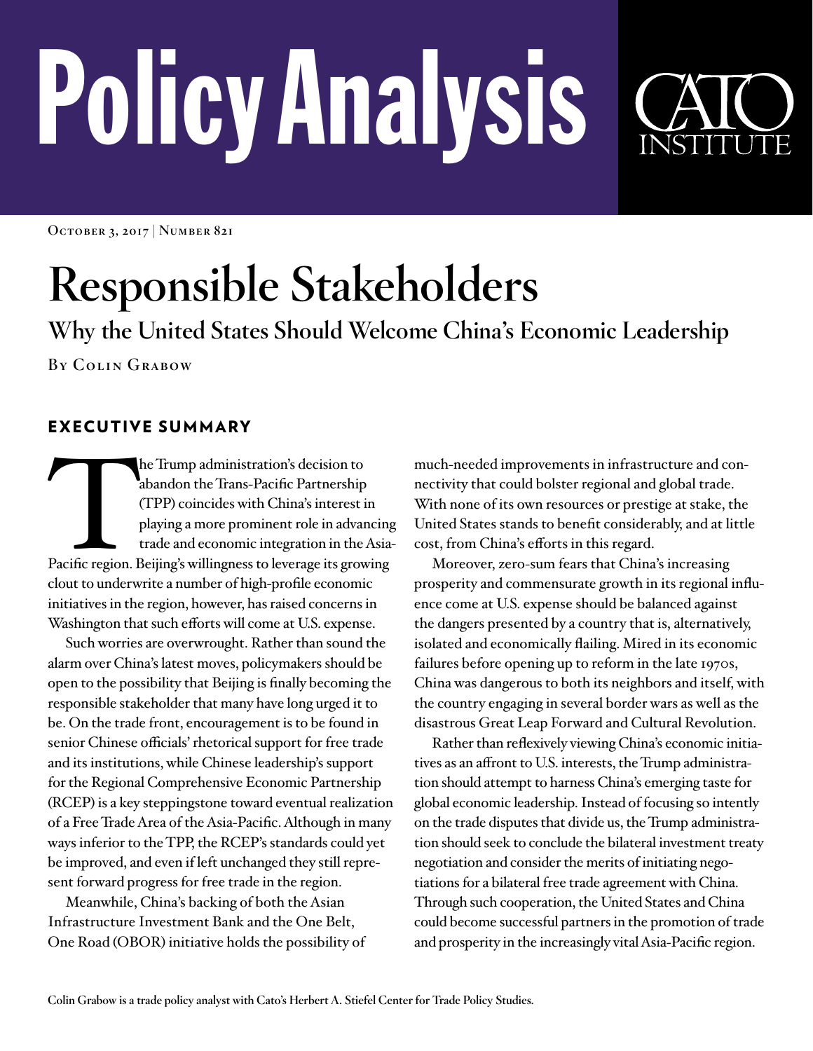# Policy Analysis

CATO INSTITUTE

October 3, 2017 | Number 821

# Responsible Stakeholders

## Why the United States Should Welcome China's Economic Leadership

By Colin Grabow

## EXECUTIVE SUMMARY

The Trump administration's decision to abandon the Trans-Pacific Partnership (TPP) coincides with China's interest in playing a more prominent role in advancing trade and economic integration in the Asia-Pacific region. Beijing's willingness to leverage its growing clout to underwrite a number of high-profile economic initiatives in the region, however, has raised concerns in Washington that such efforts will come at U.S. expense.

Such worries are overwrought. Rather than sound the alarm over China's latest moves, policymakers should be open to the possibility that Beijing is finally becoming the responsible stakeholder that many have long urged it to be. On the trade front, encouragement is to be found in senior Chinese officials' rhetorical support for free trade and its institutions, while Chinese leadership's support for the Regional Comprehensive Economic Partnership (RCEP) is a key steppingstone toward eventual realization of a Free Trade Area of the Asia-Pacific. Although in many ways inferior to the TPP, the RCEP's standards could yet be improved, and even if left unchanged they still represent forward progress for free trade in the region.

Meanwhile, China's backing of both the Asian Infrastructure Investment Bank and the One Belt, One Road (OBOR) initiative holds the possibility of much-needed improvements in infrastructure and connectivity that could bolster regional and global trade. With none of its own resources or prestige at stake, the United States stands to benefit considerably, and at little cost, from China's efforts in this regard.

Moreover, zero-sum fears that China's increasing prosperity and commensurate growth in its regional influence come at U.S. expense should be balanced against the dangers presented by a country that is, alternatively, isolated and economically flailing. Mired in its economic failures before opening up to reform in the late 1970s, China was dangerous to both its neighbors and itself, with the country engaging in several border wars as well as the disastrous Great Leap Forward and Cultural Revolution.

Rather than reflexively viewing China's economic initiatives as an affront to U.S. interests, the Trump administration should attempt to harness China's emerging taste for global economic leadership. Instead of focusing so intently on the trade disputes that divide us, the Trump administration should seek to conclude the bilateral investment treaty negotiation and consider the merits of initiating negotiations for a bilateral free trade agreement with China. Through such cooperation, the United States and China could become successful partners in the promotion of trade and prosperity in the increasingly vital Asia-Pacific region.

Colin Grabow is a trade policy analyst with Cato's Herbert A. Stiefel Center for Trade Policy Studies.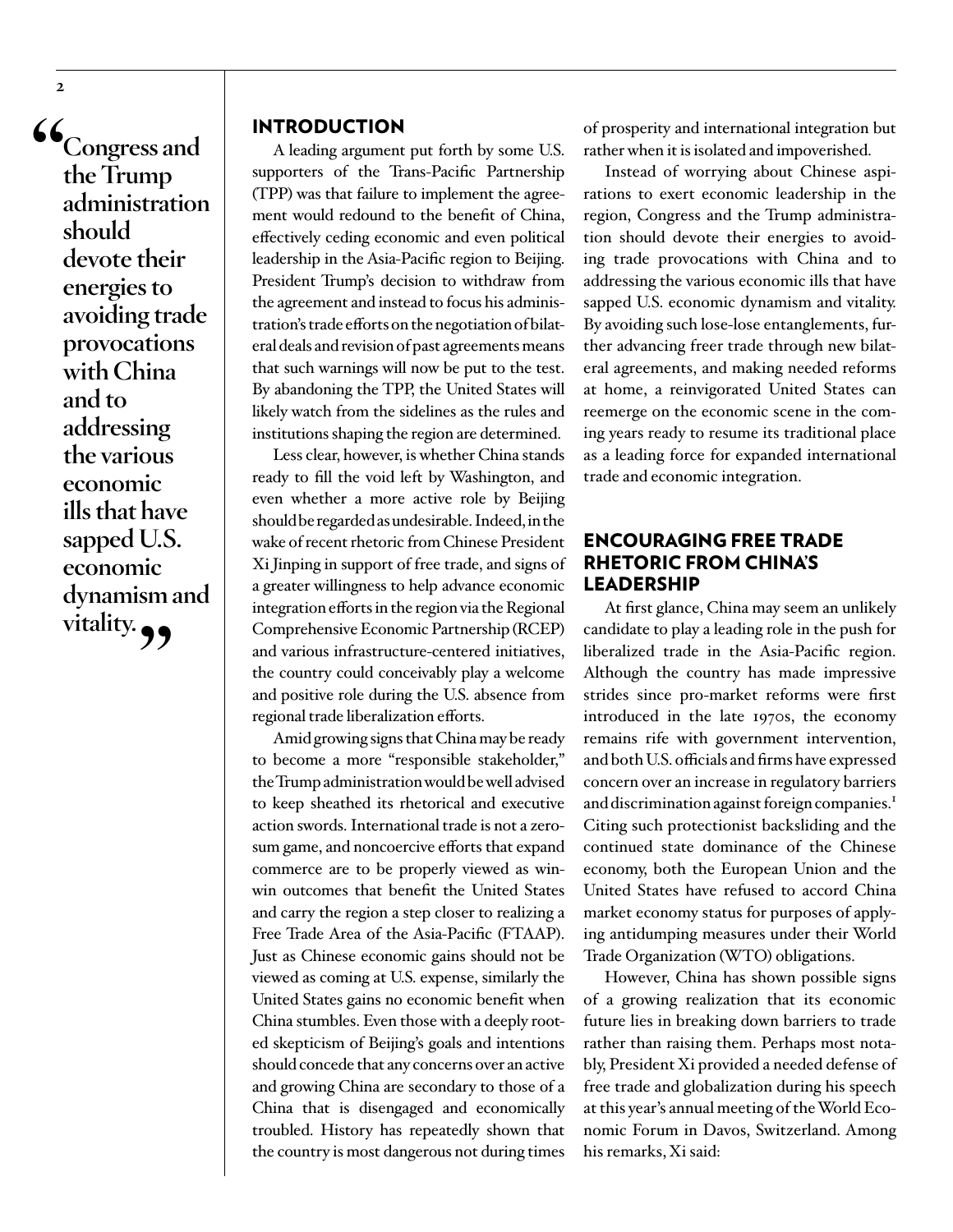> "Congress and the Trump administration should devote their energies to avoiding trade provocations with China and to addressing the various economic ills that have sapped U.S. economic dynamism and vitality."

## INTRODUCTION

A leading argument put forth by some U.S. supporters of the Trans-Pacific Partnership (TPP) was that failure to implement the agreement would redound to the benefit of China, effectively ceding economic and even political leadership in the Asia-Pacific region to Beijing. President Trump's decision to withdraw from the agreement and instead to focus his administration's trade efforts on the negotiation of bilateral deals and revision of past agreements means that such warnings will now be put to the test. By abandoning the TPP, the United States will likely watch from the sidelines as the rules and institutions shaping the region are determined.

Less clear, however, is whether China stands ready to fill the void left by Washington, and even whether a more active role by Beijing should be regarded as undesirable. Indeed, in the wake of recent rhetoric from Chinese President Xi Jinping in support of free trade, and signs of a greater willingness to help advance economic integration efforts in the region via the Regional Comprehensive Economic Partnership (RCEP) and various infrastructure-centered initiatives, the country could conceivably play a welcome and positive role during the U.S. absence from regional trade liberalization efforts.

Amid growing signs that China may be ready to become a more "responsible stakeholder," the Trump administration would be well advised to keep sheathed its rhetorical and executive action swords. International trade is not a zero-sum game, and noncoercive efforts that expand commerce are to be properly viewed as win-win outcomes that benefit the United States and carry the region a step closer to realizing a Free Trade Area of the Asia-Pacific (FTAAP). Just as Chinese economic gains should not be viewed as coming at U.S. expense, similarly the United States gains no economic benefit when China stumbles. Even those with a deeply rooted skepticism of Beijing's goals and intentions should concede that any concerns over an active and growing China are secondary to those of a China that is disengaged and economically troubled. History has repeatedly shown that the country is most dangerous not during times of prosperity and international integration but rather when it is isolated and impoverished.

Instead of worrying about Chinese aspirations to exert economic leadership in the region, Congress and the Trump administration should devote their energies to avoiding trade provocations with China and to addressing the various economic ills that have sapped U.S. economic dynamism and vitality. By avoiding such lose-lose entanglements, further advancing freer trade through new bilateral agreements, and making needed reforms at home, a reinvigorated United States can reemerge on the economic scene in the coming years ready to resume its traditional place as a leading force for expanded international trade and economic integration.

## ENCOURAGING FREE TRADE RHETORIC FROM CHINA'S LEADERSHIP

At first glance, China may seem an unlikely candidate to play a leading role in the push for liberalized trade in the Asia-Pacific region. Although the country has made impressive strides since pro-market reforms were first introduced in the late 1970s, the economy remains rife with government intervention, and both U.S. officials and firms have expressed concern over an increase in regulatory barriers and discrimination against foreign companies.[1] Citing such protectionist backsliding and the continued state dominance of the Chinese economy, both the European Union and the United States have refused to accord China market economy status for purposes of applying antidumping measures under their World Trade Organization (WTO) obligations.

However, China has shown possible signs of a growing realization that its economic future lies in breaking down barriers to trade rather than raising them. Perhaps most notably, President Xi provided a needed defense of free trade and globalization during his speech at this year's annual meeting of the World Economic Forum in Davos, Switzerland. Among his remarks, Xi said: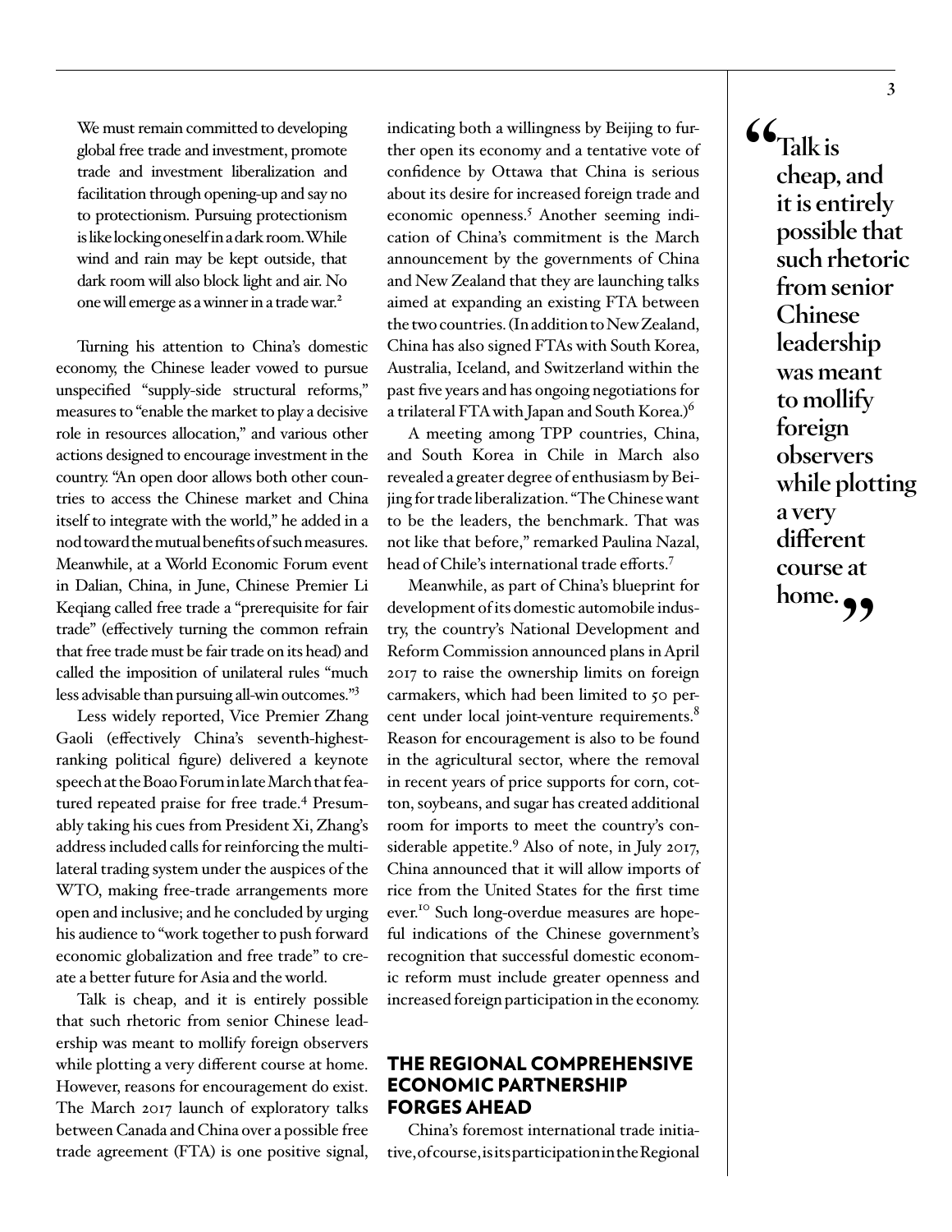> We must remain committed to developing global free trade and investment, promote trade and investment liberalization and facilitation through opening-up and say no to protectionism. Pursuing protectionism is like locking oneself in a dark room. While wind and rain may be kept outside, that dark room will also block light and air. No one will emerge as a winner in a trade war.[2]

Turning his attention to China's domestic economy, the Chinese leader vowed to pursue unspecified "supply-side structural reforms," measures to "enable the market to play a decisive role in resources allocation," and various other actions designed to encourage investment in the country. "An open door allows both other countries to access the Chinese market and China itself to integrate with the world," he added in a nod toward the mutual benefits of such measures. Meanwhile, at a World Economic Forum event in Dalian, China, in June, Chinese Premier Li Keqiang called free trade a "prerequisite for fair trade" (effectively turning the common refrain that free trade must be fair trade on its head) and called the imposition of unilateral rules "much less advisable than pursuing all-win outcomes."[3]

Less widely reported, Vice Premier Zhang Gaoli (effectively China's seventh-highest-ranking political figure) delivered a keynote speech at the Boao Forum in late March that featured repeated praise for free trade.[4] Presumably taking his cues from President Xi, Zhang's address included calls for reinforcing the multilateral trading system under the auspices of the WTO, making free-trade arrangements more open and inclusive; and he concluded by urging his audience to "work together to push forward economic globalization and free trade" to create a better future for Asia and the world.

Talk is cheap, and it is entirely possible that such rhetoric from senior Chinese leadership was meant to mollify foreign observers while plotting a very different course at home. However, reasons for encouragement do exist. The March 2017 launch of exploratory talks between Canada and China over a possible free trade agreement (FTA) is one positive signal, indicating both a willingness by Beijing to further open its economy and a tentative vote of confidence by Ottawa that China is serious about its desire for increased foreign trade and economic openness.[5] Another seeming indication of China's commitment is the March announcement by the governments of China and New Zealand that they are launching talks aimed at expanding an existing FTA between the two countries. (In addition to New Zealand, China has also signed FTAs with South Korea, Australia, Iceland, and Switzerland within the past five years and has ongoing negotiations for a trilateral FTA with Japan and South Korea.)[6]

A meeting among TPP countries, China, and South Korea in Chile in March also revealed a greater degree of enthusiasm by Beijing for trade liberalization. "The Chinese want to be the leaders, the benchmark. That was not like that before," remarked Paulina Nazal, head of Chile's international trade efforts.[7]

Meanwhile, as part of China's blueprint for development of its domestic automobile industry, the country's National Development and Reform Commission announced plans in April 2017 to raise the ownership limits on foreign carmakers, which had been limited to 50 percent under local joint-venture requirements.[8] Reason for encouragement is also to be found in the agricultural sector, where the removal in recent years of price supports for corn, cotton, soybeans, and sugar has created additional room for imports to meet the country's considerable appetite.[9] Also of note, in July 2017, China announced that it will allow imports of rice from the United States for the first time ever.[10] Such long-overdue measures are hopeful indications of the Chinese government's recognition that successful domestic economic reform must include greater openness and increased foreign participation in the economy.

**"Talk is cheap, and it is entirely possible that such rhetoric from senior Chinese leadership was meant to mollify foreign observers while plotting a very different course at home."**

## THE REGIONAL COMPREHENSIVE ECONOMIC PARTNERSHIP FORGES AHEAD

China's foremost international trade initiative, of course, is its participation in the Regional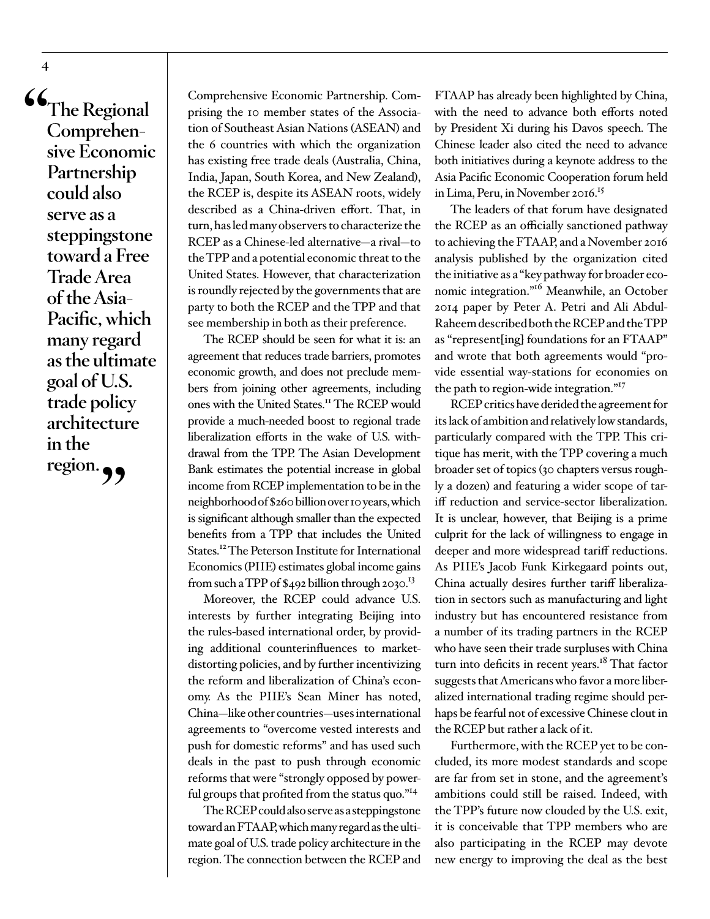> "The Regional Comprehensive Economic Partnership could also serve as a steppingstone toward a Free Trade Area of the Asia-Pacific, which many regard as the ultimate goal of U.S. trade policy architecture in the region."

Comprehensive Economic Partnership. Comprising the 10 member states of the Association of Southeast Asian Nations (ASEAN) and the 6 countries with which the organization has existing free trade deals (Australia, China, India, Japan, South Korea, and New Zealand), the RCEP is, despite its ASEAN roots, widely described as a China-driven effort. That, in turn, has led many observers to characterize the RCEP as a Chinese-led alternative—a rival—to the TPP and a potential economic threat to the United States. However, that characterization is roundly rejected by the governments that are party to both the RCEP and the TPP and that see membership in both as their preference.

The RCEP should be seen for what it is: an agreement that reduces trade barriers, promotes economic growth, and does not preclude members from joining other agreements, including ones with the United States.[11] The RCEP would provide a much-needed boost to regional trade liberalization efforts in the wake of U.S. withdrawal from the TPP. The Asian Development Bank estimates the potential increase in global income from RCEP implementation to be in the neighborhood of $260 billion over 10 years, which is significant although smaller than the expected benefits from a TPP that includes the United States.[12] The Peterson Institute for International Economics (PIIE) estimates global income gains from such a TPP of $492 billion through 2030.[13]

Moreover, the RCEP could advance U.S. interests by further integrating Beijing into the rules-based international order, by providing additional counterinfluences to market-distorting policies, and by further incentivizing the reform and liberalization of China's economy. As the PIIE's Sean Miner has noted, China—like other countries—uses international agreements to "overcome vested interests and push for domestic reforms" and has used such deals in the past to push through economic reforms that were "strongly opposed by powerful groups that profited from the status quo."[14]

The RCEP could also serve as a steppingstone toward an FTAAP, which many regard as the ultimate goal of U.S. trade policy architecture in the region. The connection between the RCEP and FTAAP has already been highlighted by China, with the need to advance both efforts noted by President Xi during his Davos speech. The Chinese leader also cited the need to advance both initiatives during a keynote address to the Asia Pacific Economic Cooperation forum held in Lima, Peru, in November 2016.[15]

The leaders of that forum have designated the RCEP as an officially sanctioned pathway to achieving the FTAAP, and a November 2016 analysis published by the organization cited the initiative as a "key pathway for broader economic integration."[16] Meanwhile, an October 2014 paper by Peter A. Petri and Ali Abdul-Raheem described both the RCEP and the TPP as "represent[ing] foundations for an FTAAP" and wrote that both agreements would "provide essential way-stations for economies on the path to region-wide integration."[17]

RCEP critics have derided the agreement for its lack of ambition and relatively low standards, particularly compared with the TPP. This critique has merit, with the TPP covering a much broader set of topics (30 chapters versus roughly a dozen) and featuring a wider scope of tariff reduction and service-sector liberalization. It is unclear, however, that Beijing is a prime culprit for the lack of willingness to engage in deeper and more widespread tariff reductions. As PIIE's Jacob Funk Kirkegaard points out, China actually desires further tariff liberalization in sectors such as manufacturing and light industry but has encountered resistance from a number of its trading partners in the RCEP who have seen their trade surpluses with China turn into deficits in recent years.[18] That factor suggests that Americans who favor a more liberalized international trading regime should perhaps be fearful not of excessive Chinese clout in the RCEP but rather a lack of it.

Furthermore, with the RCEP yet to be concluded, its more modest standards and scope are far from set in stone, and the agreement's ambitions could still be raised. Indeed, with the TPP's future now clouded by the U.S. exit, it is conceivable that TPP members who are also participating in the RCEP may devote new energy to improving the deal as the best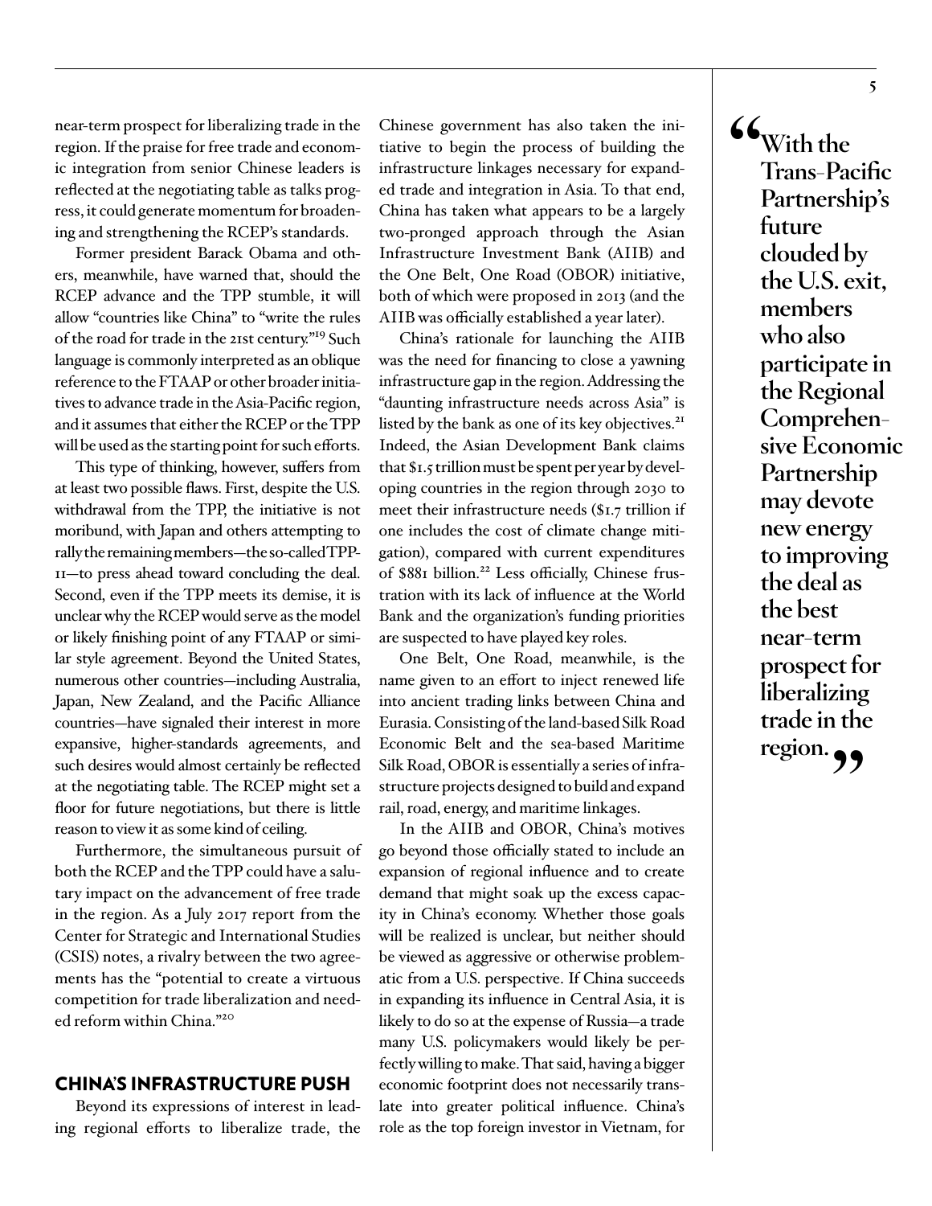near-term prospect for liberalizing trade in the region. If the praise for free trade and economic integration from senior Chinese leaders is reflected at the negotiating table as talks progress, it could generate momentum for broadening and strengthening the RCEP's standards.

Former president Barack Obama and others, meanwhile, have warned that, should the RCEP advance and the TPP stumble, it will allow "countries like China" to "write the rules of the road for trade in the 21st century."[19] Such language is commonly interpreted as an oblique reference to the FTAAP or other broader initiatives to advance trade in the Asia-Pacific region, and it assumes that either the RCEP or the TPP will be used as the starting point for such efforts.

This type of thinking, however, suffers from at least two possible flaws. First, despite the U.S. withdrawal from the TPP, the initiative is not moribund, with Japan and others attempting to rally the remaining members—the so-called TPP-11—to press ahead toward concluding the deal. Second, even if the TPP meets its demise, it is unclear why the RCEP would serve as the model or likely finishing point of any FTAAP or similar style agreement. Beyond the United States, numerous other countries—including Australia, Japan, New Zealand, and the Pacific Alliance countries—have signaled their interest in more expansive, higher-standards agreements, and such desires would almost certainly be reflected at the negotiating table. The RCEP might set a floor for future negotiations, but there is little reason to view it as some kind of ceiling.

Furthermore, the simultaneous pursuit of both the RCEP and the TPP could have a salutary impact on the advancement of free trade in the region. As a July 2017 report from the Center for Strategic and International Studies (CSIS) notes, a rivalry between the two agreements has the "potential to create a virtuous competition for trade liberalization and needed reform within China."[20]

## CHINA'S INFRASTRUCTURE PUSH

Beyond its expressions of interest in leading regional efforts to liberalize trade, the Chinese government has also taken the initiative to begin the process of building the infrastructure linkages necessary for expanded trade and integration in Asia. To that end, China has taken what appears to be a largely two-pronged approach through the Asian Infrastructure Investment Bank (AIIB) and the One Belt, One Road (OBOR) initiative, both of which were proposed in 2013 (and the AIIB was officially established a year later).

China's rationale for launching the AIIB was the need for financing to close a yawning infrastructure gap in the region. Addressing the "daunting infrastructure needs across Asia" is listed by the bank as one of its key objectives.[21] Indeed, the Asian Development Bank claims that $1.5 trillion must be spent per year by developing countries in the region through 2030 to meet their infrastructure needs ($1.7 trillion if one includes the cost of climate change mitigation), compared with current expenditures of $881 billion.[22] Less officially, Chinese frustration with its lack of influence at the World Bank and the organization's funding priorities are suspected to have played key roles.

One Belt, One Road, meanwhile, is the name given to an effort to inject renewed life into ancient trading links between China and Eurasia. Consisting of the land-based Silk Road Economic Belt and the sea-based Maritime Silk Road, OBOR is essentially a series of infrastructure projects designed to build and expand rail, road, energy, and maritime linkages.

In the AIIB and OBOR, China's motives go beyond those officially stated to include an expansion of regional influence and to create demand that might soak up the excess capacity in China's economy. Whether those goals will be realized is unclear, but neither should be viewed as aggressive or otherwise problematic from a U.S. perspective. If China succeeds in expanding its influence in Central Asia, it is likely to do so at the expense of Russia—a trade many U.S. policymakers would likely be perfectly willing to make. That said, having a bigger economic footprint does not necessarily translate into greater political influence. China's role as the top foreign investor in Vietnam, for

> **"With the Trans-Pacific Partnership's future clouded by the U.S. exit, members who also participate in the Regional Comprehensive Economic Partnership may devote new energy to improving the deal as the best near-term prospect for liberalizing trade in the region."**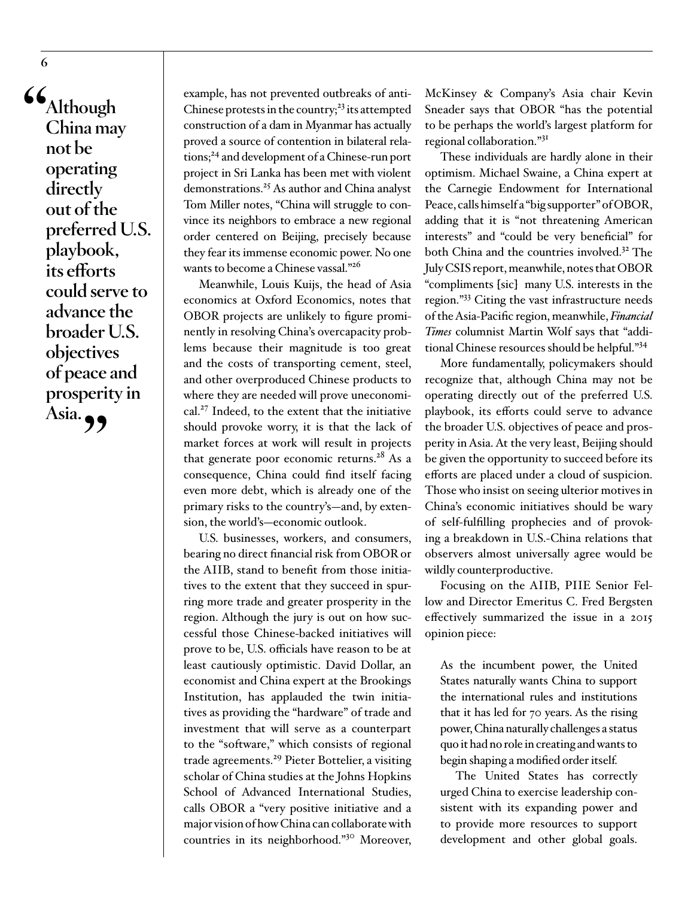> "Although China may not be operating directly out of the preferred U.S. playbook, its efforts could serve to advance the broader U.S. objectives of peace and prosperity in Asia."

example, has not prevented outbreaks of anti-Chinese protests in the country;[23] its attempted construction of a dam in Myanmar has actually proved a source of contention in bilateral relations;[24] and development of a Chinese-run port project in Sri Lanka has been met with violent demonstrations.[25] As author and China analyst Tom Miller notes, "China will struggle to convince its neighbors to embrace a new regional order centered on Beijing, precisely because they fear its immense economic power. No one wants to become a Chinese vassal."[26]

Meanwhile, Louis Kuijs, the head of Asia economics at Oxford Economics, notes that OBOR projects are unlikely to figure prominently in resolving China's overcapacity problems because their magnitude is too great and the costs of transporting cement, steel, and other overproduced Chinese products to where they are needed will prove uneconomical.[27] Indeed, to the extent that the initiative should provoke worry, it is that the lack of market forces at work will result in projects that generate poor economic returns.[28] As a consequence, China could find itself facing even more debt, which is already one of the primary risks to the country's—and, by extension, the world's—economic outlook.

U.S. businesses, workers, and consumers, bearing no direct financial risk from OBOR or the AIIB, stand to benefit from those initiatives to the extent that they succeed in spurring more trade and greater prosperity in the region. Although the jury is out on how successful those Chinese-backed initiatives will prove to be, U.S. officials have reason to be at least cautiously optimistic. David Dollar, an economist and China expert at the Brookings Institution, has applauded the twin initiatives as providing the "hardware" of trade and investment that will serve as a counterpart to the "software," which consists of regional trade agreements.[29] Pieter Bottelier, a visiting scholar of China studies at the Johns Hopkins School of Advanced International Studies, calls OBOR a "very positive initiative and a major vision of how China can collaborate with countries in its neighborhood."[30] Moreover, McKinsey & Company's Asia chair Kevin Sneader says that OBOR "has the potential to be perhaps the world's largest platform for regional collaboration."[31]

These individuals are hardly alone in their optimism. Michael Swaine, a China expert at the Carnegie Endowment for International Peace, calls himself a "big supporter" of OBOR, adding that it is "not threatening American interests" and "could be very beneficial" for both China and the countries involved.[32] The July CSIS report, meanwhile, notes that OBOR "compliments [sic] many U.S. interests in the region."[33] Citing the vast infrastructure needs of the Asia-Pacific region, meanwhile, *Financial Times* columnist Martin Wolf says that "additional Chinese resources should be helpful."[34]

More fundamentally, policymakers should recognize that, although China may not be operating directly out of the preferred U.S. playbook, its efforts could serve to advance the broader U.S. objectives of peace and prosperity in Asia. At the very least, Beijing should be given the opportunity to succeed before its efforts are placed under a cloud of suspicion. Those who insist on seeing ulterior motives in China's economic initiatives should be wary of self-fulfilling prophecies and of provoking a breakdown in U.S.-China relations that observers almost universally agree would be wildly counterproductive.

Focusing on the AIIB, PIIE Senior Fellow and Director Emeritus C. Fred Bergsten effectively summarized the issue in a 2015 opinion piece:

> As the incumbent power, the United States naturally wants China to support the international rules and institutions that it has led for 70 years. As the rising power, China naturally challenges a status quo it had no role in creating and wants to begin shaping a modified order itself.
>
> The United States has correctly urged China to exercise leadership consistent with its expanding power and to provide more resources to support development and other global goals.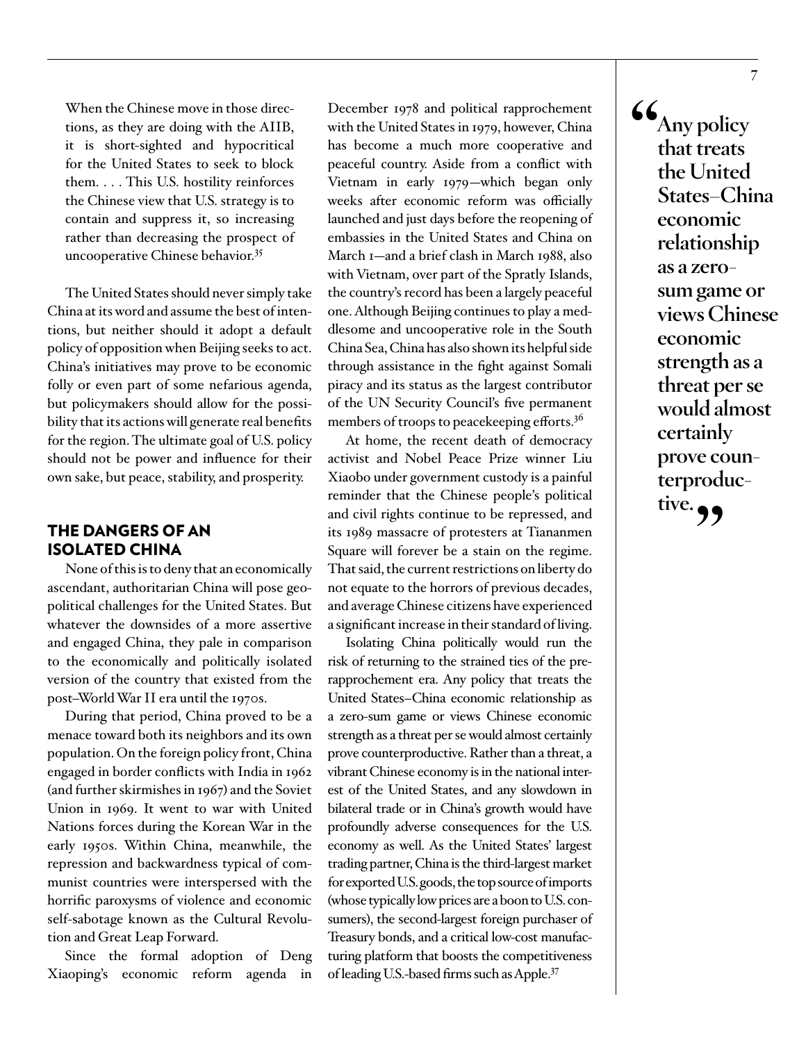When the Chinese move in those directions, as they are doing with the AIIB, it is short-sighted and hypocritical for the United States to seek to block them. . . . This U.S. hostility reinforces the Chinese view that U.S. strategy is to contain and suppress it, so increasing rather than decreasing the prospect of uncooperative Chinese behavior.[35]

The United States should never simply take China at its word and assume the best of intentions, but neither should it adopt a default policy of opposition when Beijing seeks to act. China's initiatives may prove to be economic folly or even part of some nefarious agenda, but policymakers should allow for the possibility that its actions will generate real benefits for the region. The ultimate goal of U.S. policy should not be power and influence for their own sake, but peace, stability, and prosperity.

## THE DANGERS OF AN ISOLATED CHINA

None of this is to deny that an economically ascendant, authoritarian China will pose geopolitical challenges for the United States. But whatever the downsides of a more assertive and engaged China, they pale in comparison to the economically and politically isolated version of the country that existed from the post–World War II era until the 1970s.

During that period, China proved to be a menace toward both its neighbors and its own population. On the foreign policy front, China engaged in border conflicts with India in 1962 (and further skirmishes in 1967) and the Soviet Union in 1969. It went to war with United Nations forces during the Korean War in the early 1950s. Within China, meanwhile, the repression and backwardness typical of communist countries were interspersed with the horrific paroxysms of violence and economic self-sabotage known as the Cultural Revolution and Great Leap Forward.

Since the formal adoption of Deng Xiaoping's economic reform agenda in December 1978 and political rapprochement with the United States in 1979, however, China has become a much more cooperative and peaceful country. Aside from a conflict with Vietnam in early 1979—which began only weeks after economic reform was officially launched and just days before the reopening of embassies in the United States and China on March 1—and a brief clash in March 1988, also with Vietnam, over part of the Spratly Islands, the country's record has been a largely peaceful one. Although Beijing continues to play a meddlesome and uncooperative role in the South China Sea, China has also shown its helpful side through assistance in the fight against Somali piracy and its status as the largest contributor of the UN Security Council's five permanent members of troops to peacekeeping efforts.[36]

At home, the recent death of democracy activist and Nobel Peace Prize winner Liu Xiaobo under government custody is a painful reminder that the Chinese people's political and civil rights continue to be repressed, and its 1989 massacre of protesters at Tiananmen Square will forever be a stain on the regime. That said, the current restrictions on liberty do not equate to the horrors of previous decades, and average Chinese citizens have experienced a significant increase in their standard of living.

Isolating China politically would run the risk of returning to the strained ties of the pre-rapprochement era. Any policy that treats the United States–China economic relationship as a zero-sum game or views Chinese economic strength as a threat per se would almost certainly prove counterproductive. Rather than a threat, a vibrant Chinese economy is in the national interest of the United States, and any slowdown in bilateral trade or in China's growth would have profoundly adverse consequences for the U.S. economy as well. As the United States' largest trading partner, China is the third-largest market for exported U.S. goods, the top source of imports (whose typically low prices are a boon to U.S. consumers), the second-largest foreign purchaser of Treasury bonds, and a critical low-cost manufacturing platform that boosts the competitiveness of leading U.S.-based firms such as Apple.[37]

> **"Any policy that treats the United States–China economic relationship as a zero-sum game or views Chinese economic strength as a threat per se would almost certainly prove counterproductive."**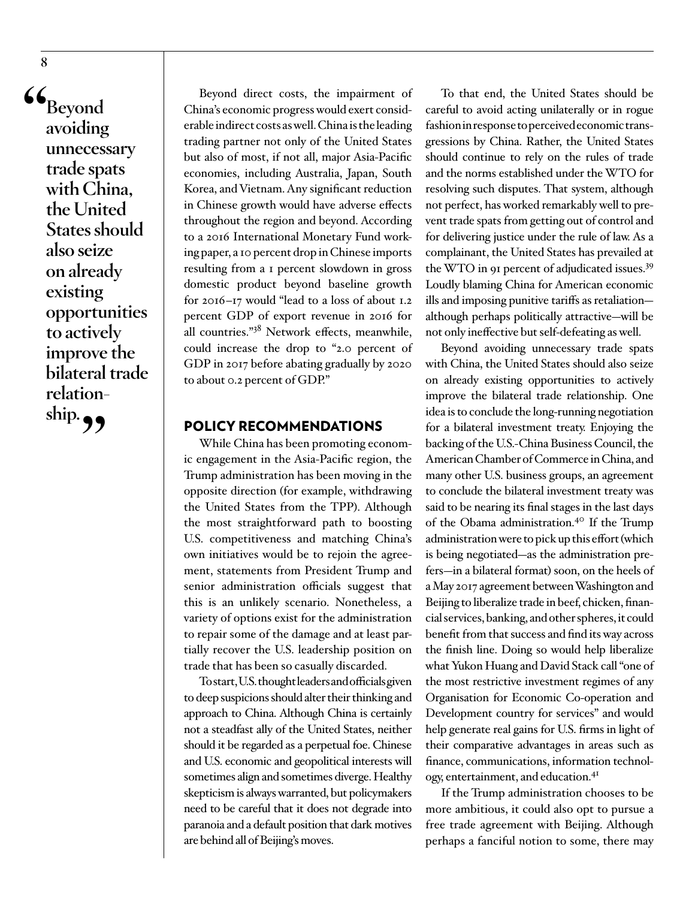> "Beyond avoiding unnecessary trade spats with China, the United States should also seize on already existing opportunities to actively improve the bilateral trade relationship."

Beyond direct costs, the impairment of China's economic progress would exert considerable indirect costs as well. China is the leading trading partner not only of the United States but also of most, if not all, major Asia-Pacific economies, including Australia, Japan, South Korea, and Vietnam. Any significant reduction in Chinese growth would have adverse effects throughout the region and beyond. According to a 2016 International Monetary Fund working paper, a 10 percent drop in Chinese imports resulting from a 1 percent slowdown in gross domestic product beyond baseline growth for 2016–17 would "lead to a loss of about 1.2 percent GDP of export revenue in 2016 for all countries."[38] Network effects, meanwhile, could increase the drop to "2.0 percent of GDP in 2017 before abating gradually by 2020 to about 0.2 percent of GDP."

## POLICY RECOMMENDATIONS

While China has been promoting economic engagement in the Asia-Pacific region, the Trump administration has been moving in the opposite direction (for example, withdrawing the United States from the TPP). Although the most straightforward path to boosting U.S. competitiveness and matching China's own initiatives would be to rejoin the agreement, statements from President Trump and senior administration officials suggest that this is an unlikely scenario. Nonetheless, a variety of options exist for the administration to repair some of the damage and at least partially recover the U.S. leadership position on trade that has been so casually discarded.

To start, U.S. thought leaders and officials given to deep suspicions should alter their thinking and approach to China. Although China is certainly not a steadfast ally of the United States, neither should it be regarded as a perpetual foe. Chinese and U.S. economic and geopolitical interests will sometimes align and sometimes diverge. Healthy skepticism is always warranted, but policymakers need to be careful that it does not degrade into paranoia and a default position that dark motives are behind all of Beijing's moves.

To that end, the United States should be careful to avoid acting unilaterally or in rogue fashion in response to perceived economic transgressions by China. Rather, the United States should continue to rely on the rules of trade and the norms established under the WTO for resolving such disputes. That system, although not perfect, has worked remarkably well to prevent trade spats from getting out of control and for delivering justice under the rule of law. As a complainant, the United States has prevailed at the WTO in 91 percent of adjudicated issues.[39] Loudly blaming China for American economic ills and imposing punitive tariffs as retaliation—although perhaps politically attractive—will be not only ineffective but self-defeating as well.

Beyond avoiding unnecessary trade spats with China, the United States should also seize on already existing opportunities to actively improve the bilateral trade relationship. One idea is to conclude the long-running negotiation for a bilateral investment treaty. Enjoying the backing of the U.S.-China Business Council, the American Chamber of Commerce in China, and many other U.S. business groups, an agreement to conclude the bilateral investment treaty was said to be nearing its final stages in the last days of the Obama administration.[40] If the Trump administration were to pick up this effort (which is being negotiated—as the administration prefers—in a bilateral format) soon, on the heels of a May 2017 agreement between Washington and Beijing to liberalize trade in beef, chicken, financial services, banking, and other spheres, it could benefit from that success and find its way across the finish line. Doing so would help liberalize what Yukon Huang and David Stack call "one of the most restrictive investment regimes of any Organisation for Economic Co-operation and Development country for services" and would help generate real gains for U.S. firms in light of their comparative advantages in areas such as finance, communications, information technology, entertainment, and education.[41]

If the Trump administration chooses to be more ambitious, it could also opt to pursue a free trade agreement with Beijing. Although perhaps a fanciful notion to some, there may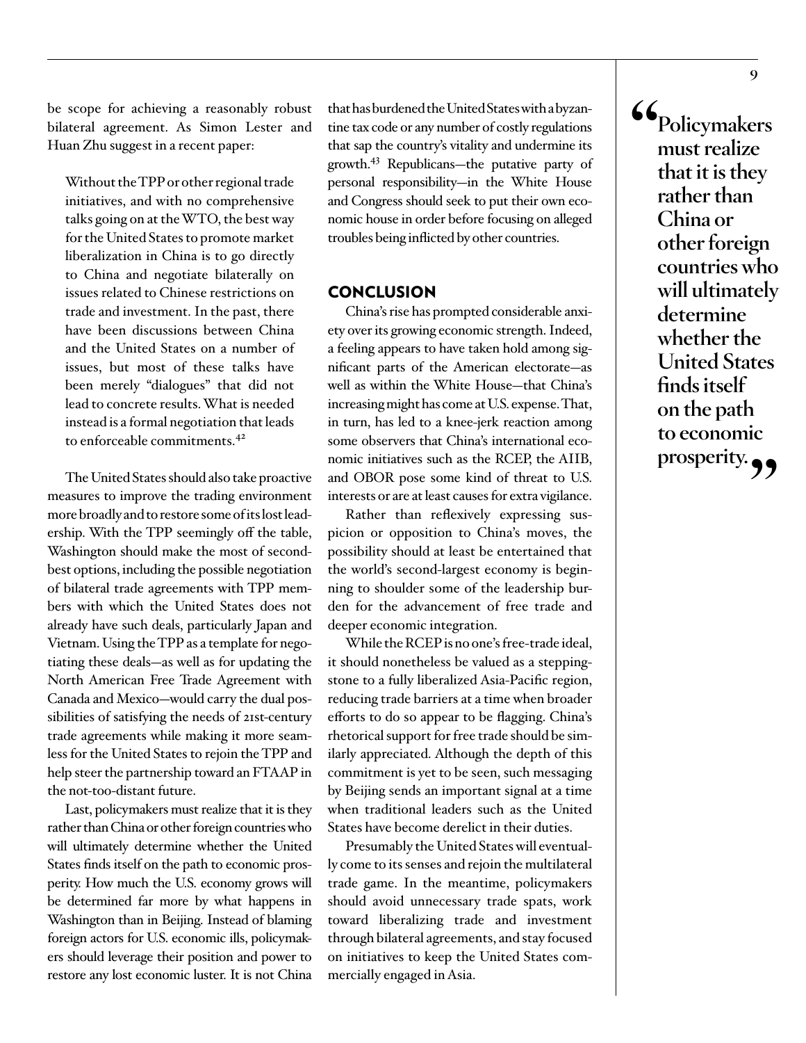be scope for achieving a reasonably robust bilateral agreement. As Simon Lester and Huan Zhu suggest in a recent paper:

> Without the TPP or other regional trade initiatives, and with no comprehensive talks going on at the WTO, the best way for the United States to promote market liberalization in China is to go directly to China and negotiate bilaterally on issues related to Chinese restrictions on trade and investment. In the past, there have been discussions between China and the United States on a number of issues, but most of these talks have been merely "dialogues" that did not lead to concrete results. What is needed instead is a formal negotiation that leads to enforceable commitments.[42]

The United States should also take proactive measures to improve the trading environment more broadly and to restore some of its lost leadership. With the TPP seemingly off the table, Washington should make the most of second-best options, including the possible negotiation of bilateral trade agreements with TPP members with which the United States does not already have such deals, particularly Japan and Vietnam. Using the TPP as a template for negotiating these deals—as well as for updating the North American Free Trade Agreement with Canada and Mexico—would carry the dual possibilities of satisfying the needs of 21st-century trade agreements while making it more seamless for the United States to rejoin the TPP and help steer the partnership toward an FTAAP in the not-too-distant future.

Last, policymakers must realize that it is they rather than China or other foreign countries who will ultimately determine whether the United States finds itself on the path to economic prosperity. How much the U.S. economy grows will be determined far more by what happens in Washington than in Beijing. Instead of blaming foreign actors for U.S. economic ills, policymakers should leverage their position and power to restore any lost economic luster. It is not China that has burdened the United States with a byzantine tax code or any number of costly regulations that sap the country's vitality and undermine its growth.[43] Republicans—the putative party of personal responsibility—in the White House and Congress should seek to put their own economic house in order before focusing on alleged troubles being inflicted by other countries.

> "Policymakers must realize that it is they rather than China or other foreign countries who will ultimately determine whether the United States finds itself on the path to economic prosperity."

## CONCLUSION

China's rise has prompted considerable anxiety over its growing economic strength. Indeed, a feeling appears to have taken hold among significant parts of the American electorate—as well as within the White House—that China's increasing might has come at U.S. expense. That, in turn, has led to a knee-jerk reaction among some observers that China's international economic initiatives such as the RCEP, the AIIB, and OBOR pose some kind of threat to U.S. interests or are at least causes for extra vigilance.

Rather than reflexively expressing suspicion or opposition to China's moves, the possibility should at least be entertained that the world's second-largest economy is beginning to shoulder some of the leadership burden for the advancement of free trade and deeper economic integration.

While the RCEP is no one's free-trade ideal, it should nonetheless be valued as a steppingstone to a fully liberalized Asia-Pacific region, reducing trade barriers at a time when broader efforts to do so appear to be flagging. China's rhetorical support for free trade should be similarly appreciated. Although the depth of this commitment is yet to be seen, such messaging by Beijing sends an important signal at a time when traditional leaders such as the United States have become derelict in their duties.

Presumably the United States will eventually come to its senses and rejoin the multilateral trade game. In the meantime, policymakers should avoid unnecessary trade spats, work toward liberalizing trade and investment through bilateral agreements, and stay focused on initiatives to keep the United States commercially engaged in Asia.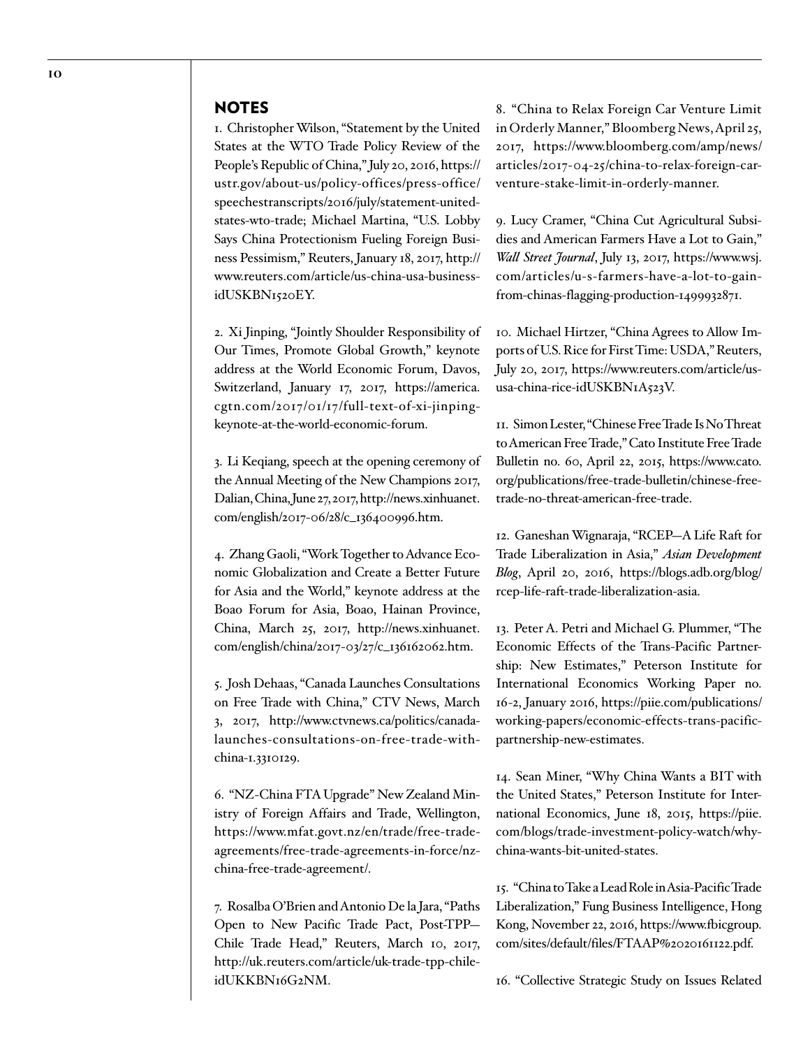## NOTES

1. Christopher Wilson, "Statement by the United States at the WTO Trade Policy Review of the People's Republic of China," July 20, 2016, https://ustr.gov/about-us/policy-offices/press-office/speechestranscripts/2016/july/statement-united-states-wto-trade; Michael Martina, "U.S. Lobby Says China Protectionism Fueling Foreign Business Pessimism," Reuters, January 18, 2017, http://www.reuters.com/article/us-china-usa-business-idUSKBN1520EY.

2. Xi Jinping, "Jointly Shoulder Responsibility of Our Times, Promote Global Growth," keynote address at the World Economic Forum, Davos, Switzerland, January 17, 2017, https://america.cgtn.com/2017/01/17/full-text-of-xi-jinping-keynote-at-the-world-economic-forum.

3. Li Keqiang, speech at the opening ceremony of the Annual Meeting of the New Champions 2017, Dalian, China, June 27, 2017, http://news.xinhuanet.com/english/2017-06/28/c_136400996.htm.

4. Zhang Gaoli, "Work Together to Advance Economic Globalization and Create a Better Future for Asia and the World," keynote address at the Boao Forum for Asia, Boao, Hainan Province, China, March 25, 2017, http://news.xinhuanet.com/english/china/2017-03/27/c_136162062.htm.

5. Josh Dehaas, "Canada Launches Consultations on Free Trade with China," CTV News, March 3, 2017, http://www.ctvnews.ca/politics/canada-launches-consultations-on-free-trade-with-china-1.3310129.

6. "NZ-China FTA Upgrade" New Zealand Ministry of Foreign Affairs and Trade, Wellington, https://www.mfat.govt.nz/en/trade/free-trade-agreements/free-trade-agreements-in-force/nz-china-free-trade-agreement/.

7. Rosalba O'Brien and Antonio De la Jara, "Paths Open to New Pacific Trade Pact, Post-TPP—Chile Trade Head," Reuters, March 10, 2017, http://uk.reuters.com/article/uk-trade-tpp-chile-idUKKBN16G2NM.

8. "China to Relax Foreign Car Venture Limit in Orderly Manner," Bloomberg News, April 25, 2017, https://www.bloomberg.com/amp/news/articles/2017-04-25/china-to-relax-foreign-car-venture-stake-limit-in-orderly-manner.

9. Lucy Cramer, "China Cut Agricultural Subsidies and American Farmers Have a Lot to Gain," *Wall Street Journal*, July 13, 2017, https://www.wsj.com/articles/u-s-farmers-have-a-lot-to-gain-from-chinas-flagging-production-1499932871.

10. Michael Hirtzer, "China Agrees to Allow Imports of U.S. Rice for First Time: USDA," Reuters, July 20, 2017, https://www.reuters.com/article/us-usa-china-rice-idUSKBN1A523V.

11. Simon Lester, "Chinese Free Trade Is No Threat to American Free Trade," Cato Institute Free Trade Bulletin no. 60, April 22, 2015, https://www.cato.org/publications/free-trade-bulletin/chinese-free-trade-no-threat-american-free-trade.

12. Ganeshan Wignaraja, "RCEP—A Life Raft for Trade Liberalization in Asia," *Asian Development Blog*, April 20, 2016, https://blogs.adb.org/blog/rcep-life-raft-trade-liberalization-asia.

13. Peter A. Petri and Michael G. Plummer, "The Economic Effects of the Trans-Pacific Partnership: New Estimates," Peterson Institute for International Economics Working Paper no. 16-2, January 2016, https://piie.com/publications/working-papers/economic-effects-trans-pacific-partnership-new-estimates.

14. Sean Miner, "Why China Wants a BIT with the United States," Peterson Institute for International Economics, June 18, 2015, https://piie.com/blogs/trade-investment-policy-watch/why-china-wants-bit-united-states.

15. "China to Take a Lead Role in Asia-Pacific Trade Liberalization," Fung Business Intelligence, Hong Kong, November 22, 2016, https://www.fbicgroup.com/sites/default/files/FTAAP%2020161122.pdf.

16. "Collective Strategic Study on Issues Related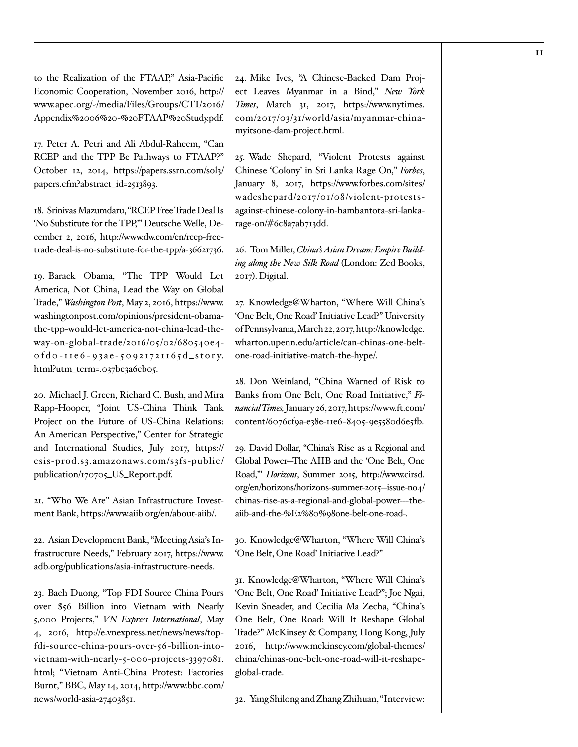to the Realization of the FTAAP," Asia-Pacific Economic Cooperation, November 2016, http://www.apec.org/-/media/Files/Groups/CTI/2016/Appendix%2006%20-%20FTAAP%20Study.pdf.

17. Peter A. Petri and Ali Abdul-Raheem, "Can RCEP and the TPP Be Pathways to FTAAP?" October 12, 2014, https://papers.ssrn.com/sol3/papers.cfm?abstract_id=2513893.

18. Srinivas Mazumdaru, "RCEP Free Trade Deal Is 'No Substitute for the TPP,'" Deutsche Welle, December 2, 2016, http://www.dw.com/en/rcep-free-trade-deal-is-no-substitute-for-the-tpp/a-36621736.

19. Barack Obama, "The TPP Would Let America, Not China, Lead the Way on Global Trade," *Washington Post*, May 2, 2016, https://www.washingtonpost.com/opinions/president-obama-the-tpp-would-let-america-not-china-lead-the-way-on-global-trade/2016/05/02/680540e4-0fd0-11e6-93ae-50921721165d_story.html?utm_term=.037bc3a6cb05.

20. Michael J. Green, Richard C. Bush, and Mira Rapp-Hooper, "Joint US-China Think Tank Project on the Future of US-China Relations: An American Perspective," Center for Strategic and International Studies, July 2017, https://csis-prod.s3.amazonaws.com/s3fs-public/publication/170705_US_Report.pdf.

21. "Who We Are" Asian Infrastructure Investment Bank, https://www.aiib.org/en/about-aiib/.

22. Asian Development Bank, "Meeting Asia's Infrastructure Needs," February 2017, https://www.adb.org/publications/asia-infrastructure-needs.

23. Bach Duong, "Top FDI Source China Pours over $56 Billion into Vietnam with Nearly 5,000 Projects," *VN Express International*, May 4, 2016, http://e.vnexpress.net/news/news/top-fdi-source-china-pours-over-56-billion-into-vietnam-with-nearly-5-000-projects-3397081.html; "Vietnam Anti-China Protest: Factories Burnt," BBC, May 14, 2014, http://www.bbc.com/news/world-asia-27403851.

24. Mike Ives, "A Chinese-Backed Dam Project Leaves Myanmar in a Bind," *New York Times*, March 31, 2017, https://www.nytimes.com/2017/03/31/world/asia/myanmar-china-myitsone-dam-project.html.

25. Wade Shepard, "Violent Protests against Chinese 'Colony' in Sri Lanka Rage On," *Forbes*, January 8, 2017, https://www.forbes.com/sites/wadeshepard/2017/01/08/violent-protests-against-chinese-colony-in-hambantota-sri-lanka-rage-on/#6c8a7ab713dd.

26. Tom Miller, *China's Asian Dream: Empire Building along the New Silk Road* (London: Zed Books, 2017). Digital.

27. Knowledge@Wharton, "Where Will China's 'One Belt, One Road' Initiative Lead?" University of Pennsylvania, March 22, 2017, http://knowledge.wharton.upenn.edu/article/can-chinas-one-belt-one-road-initiative-match-the-hype/.

28. Don Weinland, "China Warned of Risk to Banks from One Belt, One Road Initiative," *Financial Times,* January 26, 2017, https://www.ft.com/content/6076cf9a-e38e-11e6-8405-9e5580d6e5fb.

29. David Dollar, "China's Rise as a Regional and Global Power—The AIIB and the 'One Belt, One Road,'" *Horizons*, Summer 2015, http://www.cirsd.org/en/horizons/horizons-summer-2015--issue-no4/chinas-rise-as-a-regional-and-global-power---the-aiib-and-the-%E2%80%98one-belt-one-road-.

30. Knowledge@Wharton, "Where Will China's 'One Belt, One Road' Initiative Lead?"

31. Knowledge@Wharton, "Where Will China's 'One Belt, One Road' Initiative Lead?"; Joe Ngai, Kevin Sneader, and Cecilia Ma Zecha, "China's One Belt, One Road: Will It Reshape Global Trade?" McKinsey & Company, Hong Kong, July 2016, http://www.mckinsey.com/global-themes/china/chinas-one-belt-one-road-will-it-reshape-global-trade.

32. Yang Shilong and Zhang Zhihuan, "Interview: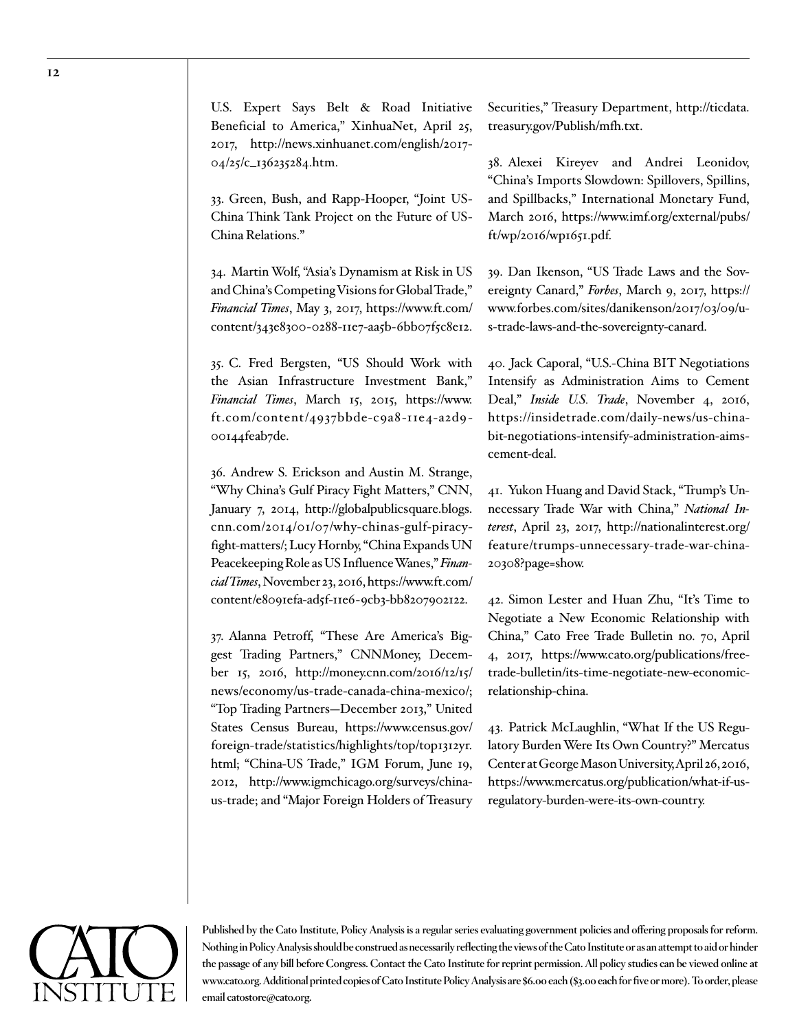U.S. Expert Says Belt & Road Initiative Beneficial to America," XinhuaNet, April 25, 2017, http://news.xinhuanet.com/english/2017-04/25/c_136235284.htm.

33. Green, Bush, and Rapp-Hooper, "Joint US-China Think Tank Project on the Future of US-China Relations."

34. Martin Wolf, "Asia's Dynamism at Risk in US and China's Competing Visions for Global Trade," *Financial Times*, May 3, 2017, https://www.ft.com/content/343e8300-0288-11e7-aa5b-6bb07f5c8e12.

35. C. Fred Bergsten, "US Should Work with the Asian Infrastructure Investment Bank," *Financial Times*, March 15, 2015, https://www.ft.com/content/4937bbde-c9a8-11e4-a2d9-00144feab7de.

36. Andrew S. Erickson and Austin M. Strange, "Why China's Gulf Piracy Fight Matters," CNN, January 7, 2014, http://globalpublicsquare.blogs.cnn.com/2014/01/07/why-chinas-gulf-piracy-fight-matters/; Lucy Hornby, "China Expands UN Peacekeeping Role as US Influence Wanes," *Financial Times*, November 23, 2016, https://www.ft.com/content/e8091efa-ad5f-11e6-9cb3-bb8207902122.

37. Alanna Petroff, "These Are America's Biggest Trading Partners," CNNMoney, December 15, 2016, http://money.cnn.com/2016/12/15/news/economy/us-trade-canada-china-mexico/; "Top Trading Partners—December 2013," United States Census Bureau, https://www.census.gov/foreign-trade/statistics/highlights/top/top1312yr.html; "China-US Trade," IGM Forum, June 19, 2012, http://www.igmchicago.org/surveys/china-us-trade; and "Major Foreign Holders of Treasury Securities," Treasury Department, http://ticdata.treasury.gov/Publish/mfh.txt.

38. Alexei Kireyev and Andrei Leonidov, "China's Imports Slowdown: Spillovers, Spillins, and Spillbacks," International Monetary Fund, March 2016, https://www.imf.org/external/pubs/ft/wp/2016/wp1651.pdf.

39. Dan Ikenson, "US Trade Laws and the Sovereignty Canard," *Forbes*, March 9, 2017, https://www.forbes.com/sites/danikenson/2017/03/09/u-s-trade-laws-and-the-sovereignty-canard.

40. Jack Caporal, "U.S.-China BIT Negotiations Intensify as Administration Aims to Cement Deal," *Inside U.S. Trade*, November 4, 2016, https://insidetrade.com/daily-news/us-china-bit-negotiations-intensify-administration-aims-cement-deal.

41. Yukon Huang and David Stack, "Trump's Unnecessary Trade War with China," *National Interest*, April 23, 2017, http://nationalinterest.org/feature/trumps-unnecessary-trade-war-china-20308?page=show.

42. Simon Lester and Huan Zhu, "It's Time to Negotiate a New Economic Relationship with China," Cato Free Trade Bulletin no. 70, April 4, 2017, https://www.cato.org/publications/free-trade-bulletin/its-time-negotiate-new-economic-relationship-china.

43. Patrick McLaughlin, "What If the US Regulatory Burden Were Its Own Country?" Mercatus Center at George Mason University, April 26, 2016, https://www.mercatus.org/publication/what-if-us-regulatory-burden-were-its-own-country.

CATO INSTITUTE

**Published by the Cato Institute, Policy Analysis is a regular series evaluating government policies and offering proposals for reform. Nothing in Policy Analysis should be construed as necessarily reflecting the views of the Cato Institute or as an attempt to aid or hinder the passage of any bill before Congress. Contact the Cato Institute for reprint permission. All policy studies can be viewed online at www.cato.org. Additional printed copies of Cato Institute Policy Analysis are $6.00 each ($3.00 each for five or more). To order, please email catostore@cato.org.**